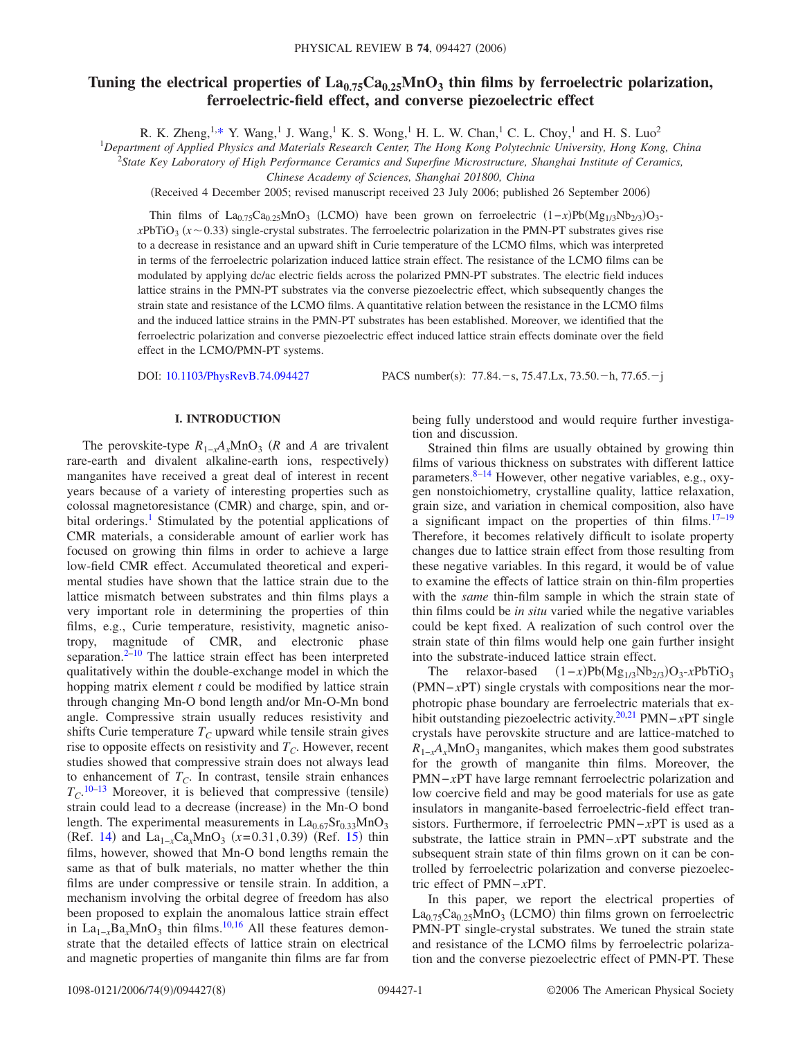# Tuning the electrical properties of $La_{0.75}Ca_{0.25}MnO_3$ thin films by ferroelectric polarization, ferroelectric-field effect, and converse piezoelectric effect

R. K. Zheng,[1,*] Y. Wang,[1] J. Wang,[1] K. S. Wong,[1] H. L. W. Chan,[1] C. L. Choy,[1] and H. S. Luo[2]

[1]*Department of Applied Physics and Materials Research Center, The Hong Kong Polytechnic University, Hong Kong, China*

[2]*State Key Laboratory of High Performance Ceramics and Superfine Microstructure, Shanghai Institute of Ceramics, Chinese Academy of Sciences, Shanghai 201800, China*

(Received 4 December 2005; revised manuscript received 23 July 2006; published 26 September 2006)

Thin films of $La_{0.75}Ca_{0.25}MnO_3$ (LCMO) have been grown on ferroelectric $(1-x)Pb(Mg_{1/3}Nb_{2/3})O_3$-$x$$PbTiO_3$ ($x \sim 0.33$) single-crystal substrates. The ferroelectric polarization in the PMN-PT substrates gives rise to a decrease in resistance and an upward shift in Curie temperature of the LCMO films, which was interpreted in terms of the ferroelectric polarization induced lattice strain effect. The resistance of the LCMO films can be modulated by applying dc/ac electric fields across the polarized PMN-PT substrates. The electric field induces lattice strains in the PMN-PT substrates via the converse piezoelectric effect, which subsequently changes the strain state and resistance of the LCMO films. A quantitative relation between the resistance in the LCMO films and the induced lattice strains in the PMN-PT substrates has been established. Moreover, we identified that the ferroelectric polarization and converse piezoelectric effect induced lattice strain effects dominate over the field effect in the LCMO/PMN-PT systems.

DOI: 10.1103/PhysRevB.74.094427 PACS number(s): 77.84.−s, 75.47.Lx, 73.50.−h, 77.65.−j

## I. INTRODUCTION

The perovskite-type $R_{1-x}A_xMnO_3$ ($R$ and $A$ are trivalent rare-earth and divalent alkaline-earth ions, respectively) manganites have received a great deal of interest in recent years because of a variety of interesting properties such as colossal magnetoresistance (CMR) and charge, spin, and orbital orderings.[1] Stimulated by the potential applications of CMR materials, a considerable amount of earlier work has focused on growing thin films in order to achieve a large low-field CMR effect. Accumulated theoretical and experimental studies have shown that the lattice strain due to the lattice mismatch between substrates and thin films plays a very important role in determining the properties of thin films, e.g., Curie temperature, resistivity, magnetic anisotropy, magnitude of CMR, and electronic phase separation.[2–10] The lattice strain effect has been interpreted qualitatively within the double-exchange model in which the hopping matrix element $t$ could be modified by lattice strain through changing Mn-O bond length and/or Mn-O-Mn bond angle. Compressive strain usually reduces resistivity and shifts Curie temperature $T_C$ upward while tensile strain gives rise to opposite effects on resistivity and $T_C$. However, recent studies showed that compressive strain does not always lead to enhancement of $T_C$. In contrast, tensile strain enhances $T_C$.[10–13] Moreover, it is believed that compressive (tensile) strain could lead to a decrease (increase) in the Mn-O bond length. The experimental measurements in $La_{0.67}Sr_{0.33}MnO_3$ (Ref. 14) and $La_{1-x}Ca_xMnO_3$ ($x$=0.31,0.39) (Ref. 15) thin films, however, showed that Mn-O bond lengths remain the same as that of bulk materials, no matter whether the thin films are under compressive or tensile strain. In addition, a mechanism involving the orbital degree of freedom has also been proposed to explain the anomalous lattice strain effect in $La_{1-x}Ba_xMnO_3$ thin films.[10,16] All these features demonstrate that the detailed effects of lattice strain on electrical and magnetic properties of manganite thin films are far from being fully understood and would require further investigation and discussion.

Strained thin films are usually obtained by growing thin films of various thickness on substrates with different lattice parameters.[8–14] However, other negative variables, e.g., oxygen nonstoichiometry, crystalline quality, lattice relaxation, grain size, and variation in chemical composition, also have a significant impact on the properties of thin films.[17–19] Therefore, it becomes relatively difficult to isolate property changes due to lattice strain effect from those resulting from these negative variables. In this regard, it would be of value to examine the effects of lattice strain on thin-film properties with the *same* thin-film sample in which the strain state of thin films could be *in situ* varied while the negative variables could be kept fixed. A realization of such control over the strain state of thin films would help one gain further insight into the substrate-induced lattice strain effect.

The relaxor-based $(1-x)Pb(Mg_{1/3}Nb_{2/3})O_3$-$x$$PbTiO_3$ (PMN−$x$PT) single crystals with compositions near the morphotropic phase boundary are ferroelectric materials that exhibit outstanding piezoelectric activity.[20,21] PMN−$x$PT single crystals have perovskite structure and are lattice-matched to $R_{1-x}A_xMnO_3$ manganites, which makes them good substrates for the growth of manganite thin films. Moreover, the PMN−$x$PT have large remnant ferroelectric polarization and low coercive field and may be good materials for use as gate insulators in manganite-based ferroelectric-field effect transistors. Furthermore, if ferroelectric PMN−$x$PT is used as a substrate, the lattice strain in PMN−$x$PT substrate and the subsequent strain state of thin films grown on it can be controlled by ferroelectric polarization and converse piezoelectric effect of PMN−$x$PT.

In this paper, we report the electrical properties of $La_{0.75}Ca_{0.25}MnO_3$ (LCMO) thin films grown on ferroelectric PMN-PT single-crystal substrates. We tuned the strain state and resistance of the LCMO films by ferroelectric polarization and the converse piezoelectric effect of PMN-PT. These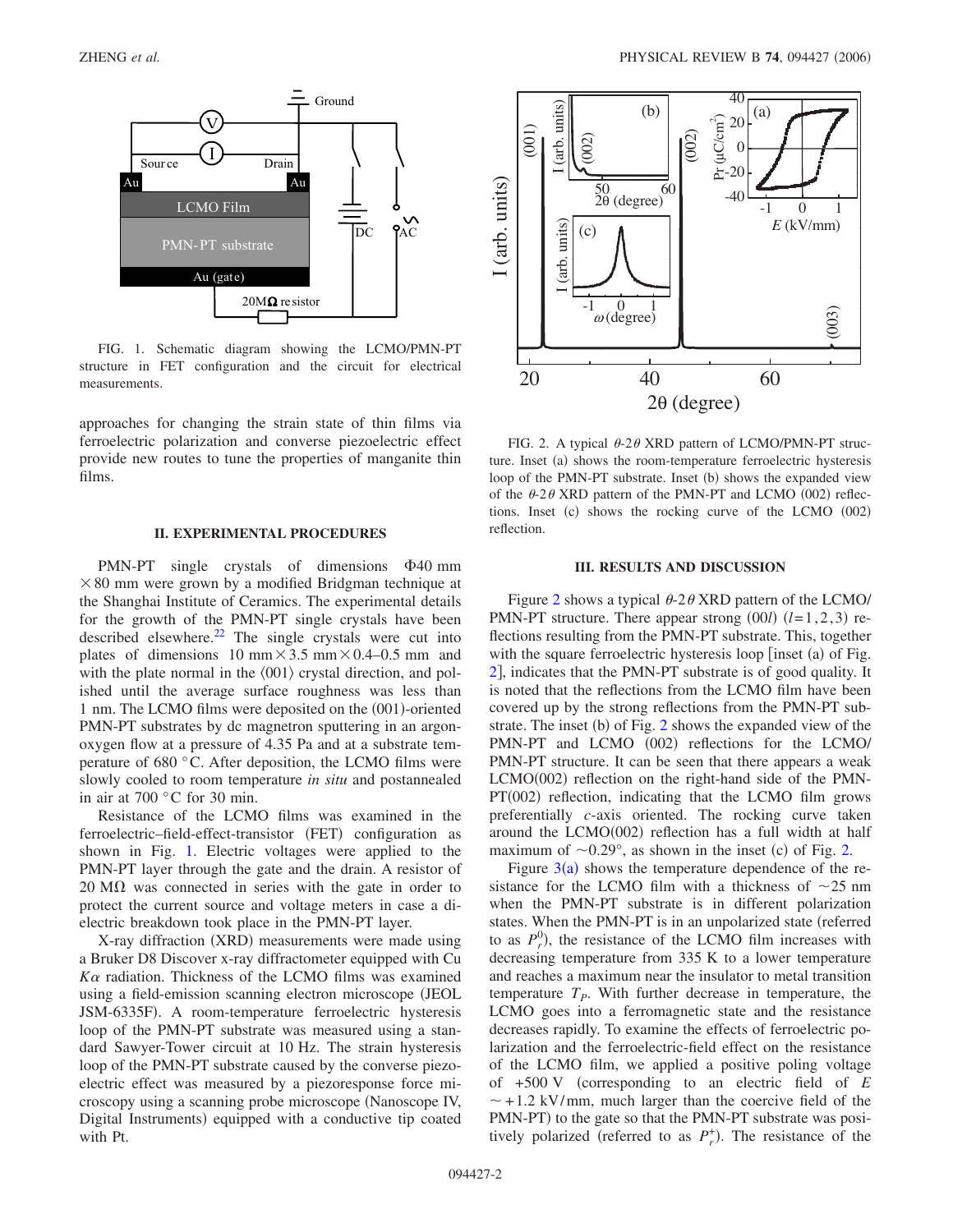FIG. 1. Schematic diagram showing the LCMO/PMN-PT structure in FET configuration and the circuit for electrical measurements.

approaches for changing the strain state of thin films via ferroelectric polarization and converse piezoelectric effect provide new routes to tune the properties of manganite thin films.

## II. EXPERIMENTAL PROCEDURES

PMN-PT single crystals of dimensions Φ40 mm × 80 mm were grown by a modified Bridgman technique at the Shanghai Institute of Ceramics. The experimental details for the growth of the PMN-PT single crystals have been described elsewhere.[22] The single crystals were cut into plates of dimensions 10 mm × 3.5 mm × 0.4–0.5 mm and with the plate normal in the ⟨001⟩ crystal direction, and polished until the average surface roughness was less than 1 nm. The LCMO films were deposited on the (001)-oriented PMN-PT substrates by dc magnetron sputtering in an argon-oxygen flow at a pressure of 4.35 Pa and at a substrate temperature of 680 °C. After deposition, the LCMO films were slowly cooled to room temperature *in situ* and postannealed in air at 700 °C for 30 min.

Resistance of the LCMO films was examined in the ferroelectric–field-effect-transistor (FET) configuration as shown in Fig. 1. Electric voltages were applied to the PMN-PT layer through the gate and the drain. A resistor of 20 MΩ was connected in series with the gate in order to protect the current source and voltage meters in case a dielectric breakdown took place in the PMN-PT layer.

X-ray diffraction (XRD) measurements were made using a Bruker D8 Discover x-ray diffractometer equipped with Cu $K\alpha$ radiation. Thickness of the LCMO films was examined using a field-emission scanning electron microscope (JEOL JSM-6335F). A room-temperature ferroelectric hysteresis loop of the PMN-PT substrate was measured using a standard Sawyer-Tower circuit at 10 Hz. The strain hysteresis loop of the PMN-PT substrate caused by the converse piezoelectric effect was measured by a piezoresponse force microscope using a scanning probe microscope (Nanoscope IV, Digital Instruments) equipped with a conductive tip coated with Pt.

FIG. 2. A typical $\theta$-2$\theta$ XRD pattern of LCMO/PMN-PT structure. Inset (a) shows the room-temperature ferroelectric hysteresis loop of the PMN-PT substrate. Inset (b) shows the expanded view of the $\theta$-2$\theta$ XRD pattern of the PMN-PT and LCMO (002) reflections. Inset (c) shows the rocking curve of the LCMO (002) reflection.

## III. RESULTS AND DISCUSSION

Figure 2 shows a typical $\theta$-2$\theta$ XRD pattern of the LCMO/PMN-PT structure. There appear strong $(00l)$ $(l=1,2,3)$ reflections resulting from the PMN-PT substrate. This, together with the square ferroelectric hysteresis loop [inset (a) of Fig. 2], indicates that the PMN-PT substrate is of good quality. It is noted that the reflections from the LCMO film have been covered up by the strong reflections from the PMN-PT substrate. The inset (b) of Fig. 2 shows the expanded view of the PMN-PT and LCMO (002) reflections for the LCMO/PMN-PT structure. It can be seen that there appears a weak LCMO(002) reflection on the right-hand side of the PMN-PT(002) reflection, indicating that the LCMO film grows preferentially *c*-axis oriented. The rocking curve taken around the LCMO(002) reflection has a full width at half maximum of ~0.29°, as shown in the inset (c) of Fig. 2.

Figure 3(a) shows the temperature dependence of the resistance for the LCMO film with a thickness of ~25 nm when the PMN-PT substrate is in different polarization states. When the PMN-PT is in an unpolarized state (referred to as $P_r^0$), the resistance of the LCMO film increases with decreasing temperature from 335 K to a lower temperature and reaches a maximum near the insulator to metal transition temperature $T_P$. With further decrease in temperature, the LCMO goes into a ferromagnetic state and the resistance decreases rapidly. To examine the effects of ferroelectric polarization and the ferroelectric-field effect on the resistance of the LCMO film, we applied a positive poling voltage of +500 V (corresponding to an electric field of $E$ ~ +1.2 kV/mm, much larger than the coercive field of the PMN-PT) to the gate so that the PMN-PT substrate was positively polarized (referred to as $P_r^+$). The resistance of the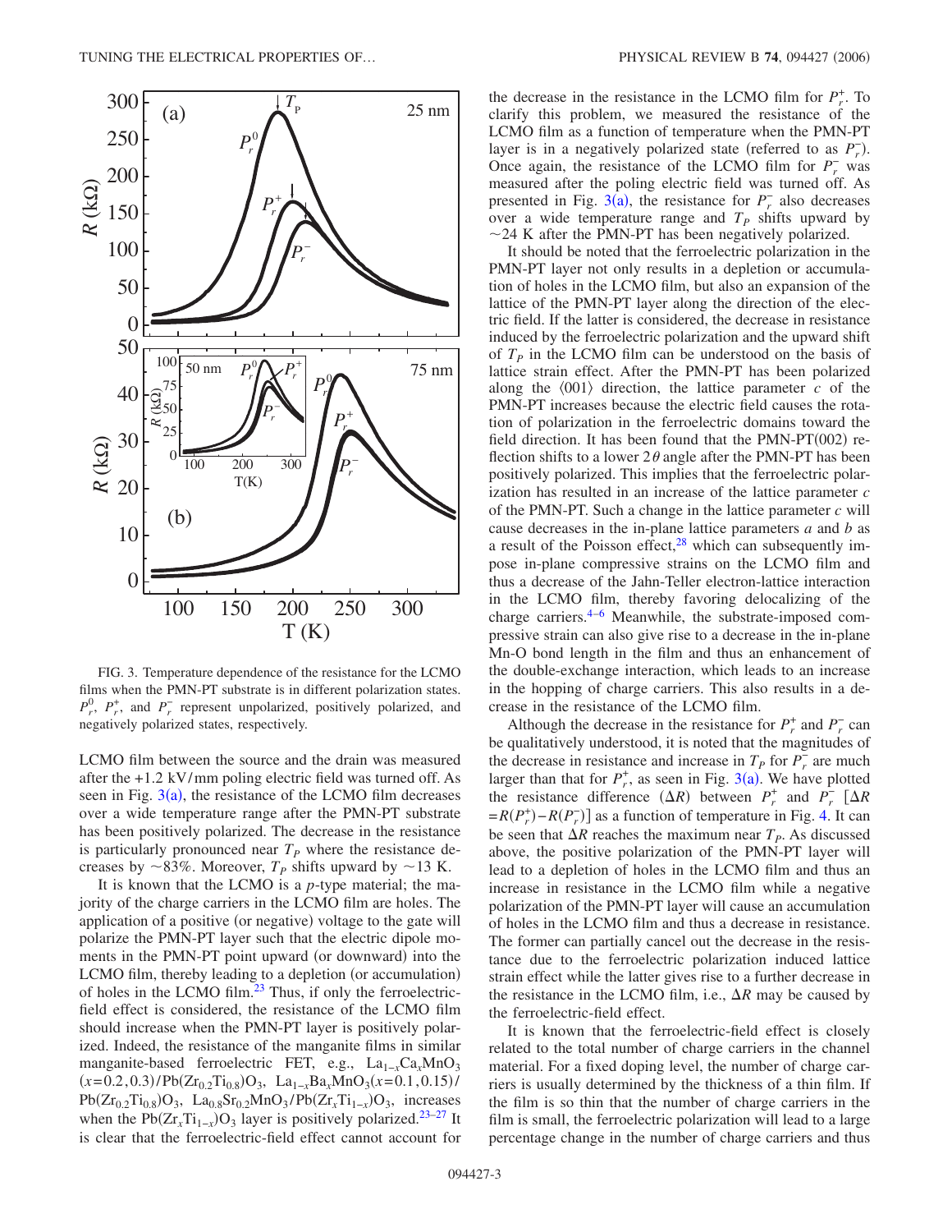FIG. 3. Temperature dependence of the resistance for the LCMO films when the PMN-PT substrate is in different polarization states. $P_r^0$, $P_r^+$, and $P_r^-$ represent unpolarized, positively polarized, and negatively polarized states, respectively.

LCMO film between the source and the drain was measured after the +1.2 kV/mm poling electric field was turned off. As seen in Fig. 3(a), the resistance of the LCMO film decreases over a wide temperature range after the PMN-PT substrate has been positively polarized. The decrease in the resistance is particularly pronounced near $T_P$ where the resistance decreases by ~83%. Moreover, $T_P$ shifts upward by ~13 K.

It is known that the LCMO is a *p*-type material; the majority of the charge carriers in the LCMO film are holes. The application of a positive (or negative) voltage to the gate will polarize the PMN-PT layer such that the electric dipole moments in the PMN-PT point upward (or downward) into the LCMO film, thereby leading to a depletion (or accumulation) of holes in the LCMO film.[23] Thus, if only the ferroelectric-field effect is considered, the resistance of the LCMO film should increase when the PMN-PT layer is positively polarized. Indeed, the resistance of the manganite films in similar manganite-based ferroelectric FET, e.g., $La_{1-x}Ca_xMnO_3$ $(x=0.2,0.3)/Pb(Zr_{0.2}Ti_{0.8})O_3$, $La_{1-x}Ba_xMnO_3(x=0.1,0.15)/Pb(Zr_{0.2}Ti_{0.8})O_3$, $La_{0.8}Sr_{0.2}MnO_3/Pb(Zr_xTi_{1-x})O_3$, increases when the $Pb(Zr_xTi_{1-x})O_3$ layer is positively polarized.[23–27] It is clear that the ferroelectric-field effect cannot account for the decrease in the resistance in the LCMO film for $P_r^+$. To clarify this problem, we measured the resistance of the LCMO film as a function of temperature when the PMN-PT layer is in a negatively polarized state (referred to as $P_r^-$). Once again, the resistance of the LCMO film for $P_r^-$ was measured after the poling electric field was turned off. As presented in Fig. 3(a), the resistance for $P_r^-$ also decreases over a wide temperature range and $T_P$ shifts upward by ~24 K after the PMN-PT has been negatively polarized.

It should be noted that the ferroelectric polarization in the PMN-PT layer not only results in a depletion or accumulation of holes in the LCMO film, but also an expansion of the lattice of the PMN-PT layer along the direction of the electric field. If the latter is considered, the decrease in resistance induced by the ferroelectric polarization and the upward shift of $T_P$ in the LCMO film can be understood on the basis of lattice strain effect. After the PMN-PT has been polarized along the ⟨001⟩ direction, the lattice parameter *c* of the PMN-PT increases because the electric field causes the rotation of polarization in the ferroelectric domains toward the field direction. It has been found that the PMN-PT(002) reflection shifts to a lower $2\theta$ angle after the PMN-PT has been positively polarized. This implies that the ferroelectric polarization has resulted in an increase of the lattice parameter *c* of the PMN-PT. Such a change in the lattice parameter *c* will cause decreases in the in-plane lattice parameters *a* and *b* as a result of the Poisson effect,[28] which can subsequently impose in-plane compressive strains on the LCMO film and thus a decrease of the Jahn-Teller electron-lattice interaction in the LCMO film, thereby favoring delocalizing of the charge carriers.[4–6] Meanwhile, the substrate-imposed compressive strain can also give rise to a decrease in the in-plane Mn-O bond length in the film and thus an enhancement of the double-exchange interaction, which leads to an increase in the hopping of charge carriers. This also results in a decrease in the resistance of the LCMO film.

Although the decrease in the resistance for $P_r^+$ and $P_r^-$ can be qualitatively understood, it is noted that the magnitudes of the decrease in resistance and increase in $T_P$ for $P_r^-$ are much larger than that for $P_r^+$, as seen in Fig. 3(a). We have plotted the resistance difference $(\Delta R)$ between $P_r^+$ and $P_r^-$ $[\Delta R = R(P_r^+) - R(P_r^-)]$ as a function of temperature in Fig. 4. It can be seen that $\Delta R$ reaches the maximum near $T_P$. As discussed above, the positive polarization of the PMN-PT layer will lead to a depletion of holes in the LCMO film and thus an increase in resistance in the LCMO film while a negative polarization of the PMN-PT layer will cause an accumulation of holes in the LCMO film and thus a decrease in resistance. The former can partially cancel out the decrease in the resistance due to the ferroelectric polarization induced lattice strain effect while the latter gives rise to a further decrease in the resistance in the LCMO film, i.e., $\Delta R$ may be caused by the ferroelectric-field effect.

It is known that the ferroelectric-field effect is closely related to the total number of charge carriers in the channel material. For a fixed doping level, the number of charge carriers is usually determined by the thickness of a thin film. If the film is so thin that the number of charge carriers in the film is small, the ferroelectric polarization will lead to a large percentage change in the number of charge carriers and thus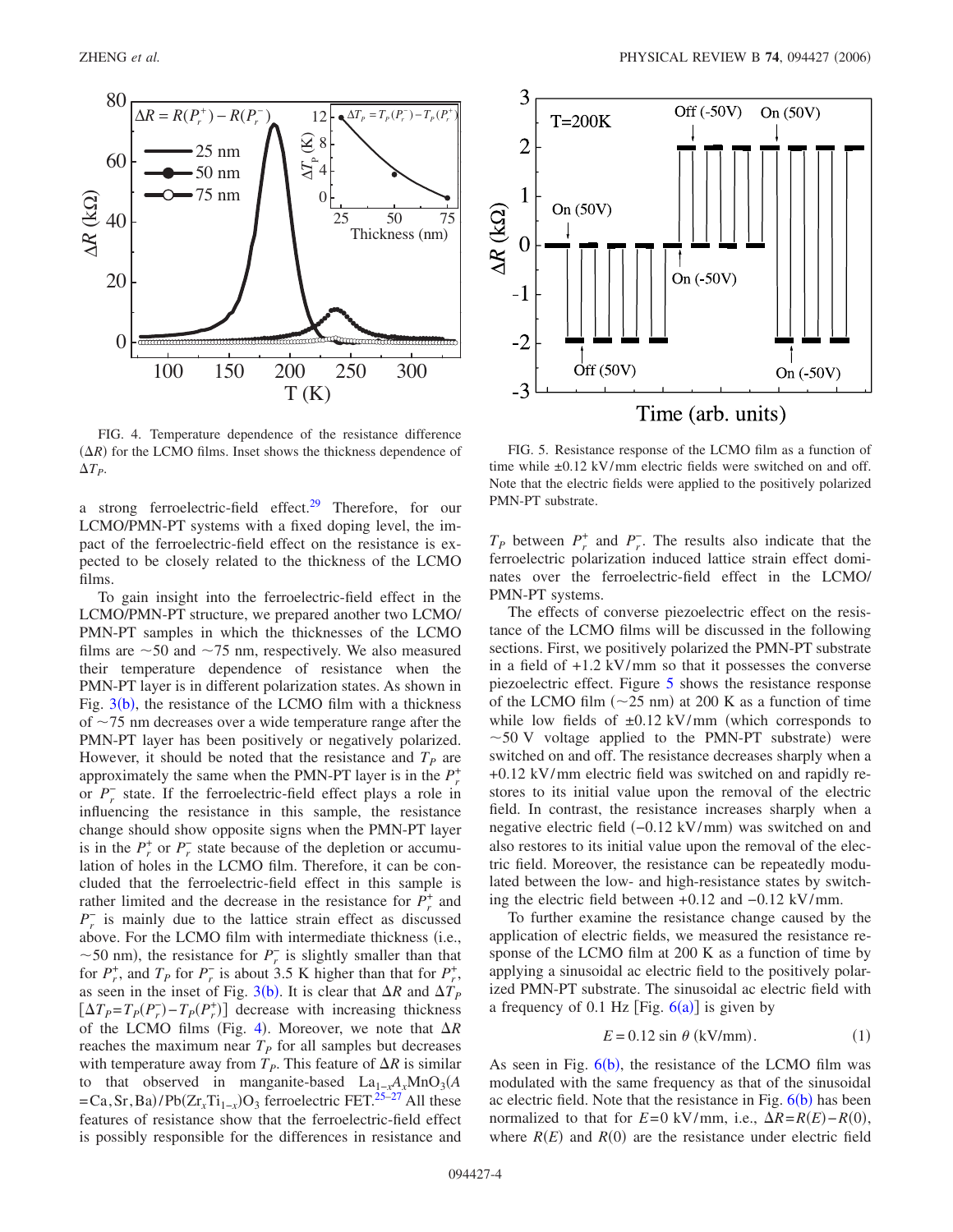FIG. 4. Temperature dependence of the resistance difference ($\Delta R$) for the LCMO films. Inset shows the thickness dependence of $\Delta T_P$.

FIG. 5. Resistance response of the LCMO film as a function of time while $\pm 0.12$ kV/mm electric fields were switched on and off. Note that the electric fields were applied to the positively polarized PMN-PT substrate.

a strong ferroelectric-field effect.[29] Therefore, for our LCMO/PMN-PT systems with a fixed doping level, the impact of the ferroelectric-field effect on the resistance is expected to be closely related to the thickness of the LCMO films.

To gain insight into the ferroelectric-field effect in the LCMO/PMN-PT structure, we prepared another two LCMO/PMN-PT samples in which the thicknesses of the LCMO films are ~50 and ~75 nm, respectively. We also measured their temperature dependence of resistance when the PMN-PT layer is in different polarization states. As shown in Fig. 3(b), the resistance of the LCMO film with a thickness of ~75 nm decreases over a wide temperature range after the PMN-PT layer has been positively or negatively polarized. However, it should be noted that the resistance and $T_P$ are approximately the same when the PMN-PT layer is in the $P_r^+$ or $P_r^-$ state. If the ferroelectric-field effect plays a role in influencing the resistance in this sample, the resistance change should show opposite signs when the PMN-PT layer is in the $P_r^+$ or $P_r^-$ state because of the depletion or accumulation of holes in the LCMO film. Therefore, it can be concluded that the ferroelectric-field effect in this sample is rather limited and the decrease in the resistance for $P_r^+$ and $P_r^-$ is mainly due to the lattice strain effect as discussed above. For the LCMO film with intermediate thickness (i.e., ~50 nm), the resistance for $P_r^-$ is slightly smaller than that for $P_r^+$, and $T_P$ for $P_r^-$ is about 3.5 K higher than that for $P_r^+$, as seen in the inset of Fig. 3(b). It is clear that $\Delta R$ and $\Delta T_P$ $[\Delta T_P = T_P(P_r^-) - T_P(P_r^+)]$ decrease with increasing thickness of the LCMO films (Fig. 4). Moreover, we note that $\Delta R$ reaches the maximum near $T_P$ for all samples but decreases with temperature away from $T_P$. This feature of $\Delta R$ is similar to that observed in manganite-based $La_{1-x}A_xMnO_3$($A$ = Ca, Sr, Ba)/$Pb(Zr_xTi_{1-x})O_3$ ferroelectric FET.[25–27] All these features of resistance show that the ferroelectric-field effect is possibly responsible for the differences in resistance and $T_P$ between $P_r^+$ and $P_r^-$. The results also indicate that the ferroelectric polarization induced lattice strain effect dominates over the ferroelectric-field effect in the LCMO/PMN-PT systems.

The effects of converse piezoelectric effect on the resistance of the LCMO films will be discussed in the following sections. First, we positively polarized the PMN-PT substrate in a field of +1.2 kV/mm so that it possesses the converse piezoelectric effect. Figure 5 shows the resistance response of the LCMO film (~25 nm) at 200 K as a function of time while low fields of $\pm 0.12$ kV/mm (which corresponds to ~50 V voltage applied to the PMN-PT substrate) were switched on and off. The resistance decreases sharply when a +0.12 kV/mm electric field was switched on and rapidly restores to its initial value upon the removal of the electric field. In contrast, the resistance increases sharply when a negative electric field (−0.12 kV/mm) was switched on and also restores to its initial value upon the removal of the electric field. Moreover, the resistance can be repeatedly modulated between the low- and high-resistance states by switching the electric field between +0.12 and −0.12 kV/mm.

To further examine the resistance change caused by the application of electric fields, we measured the resistance response of the LCMO film at 200 K as a function of time by applying a sinusoidal ac electric field to the positively polarized PMN-PT substrate. The sinusoidal ac electric field with a frequency of 0.1 Hz [Fig. 6(a)] is given by

$$E = 0.12 \sin \theta \ (\text{kV/mm}). \tag{1}$$

As seen in Fig. 6(b), the resistance of the LCMO film was modulated with the same frequency as that of the sinusoidal ac electric field. Note that the resistance in Fig. 6(b) has been normalized to that for $E$=0 kV/mm, i.e., $\Delta R = R(E) - R(0)$, where $R(E)$ and $R(0)$ are the resistance under electric field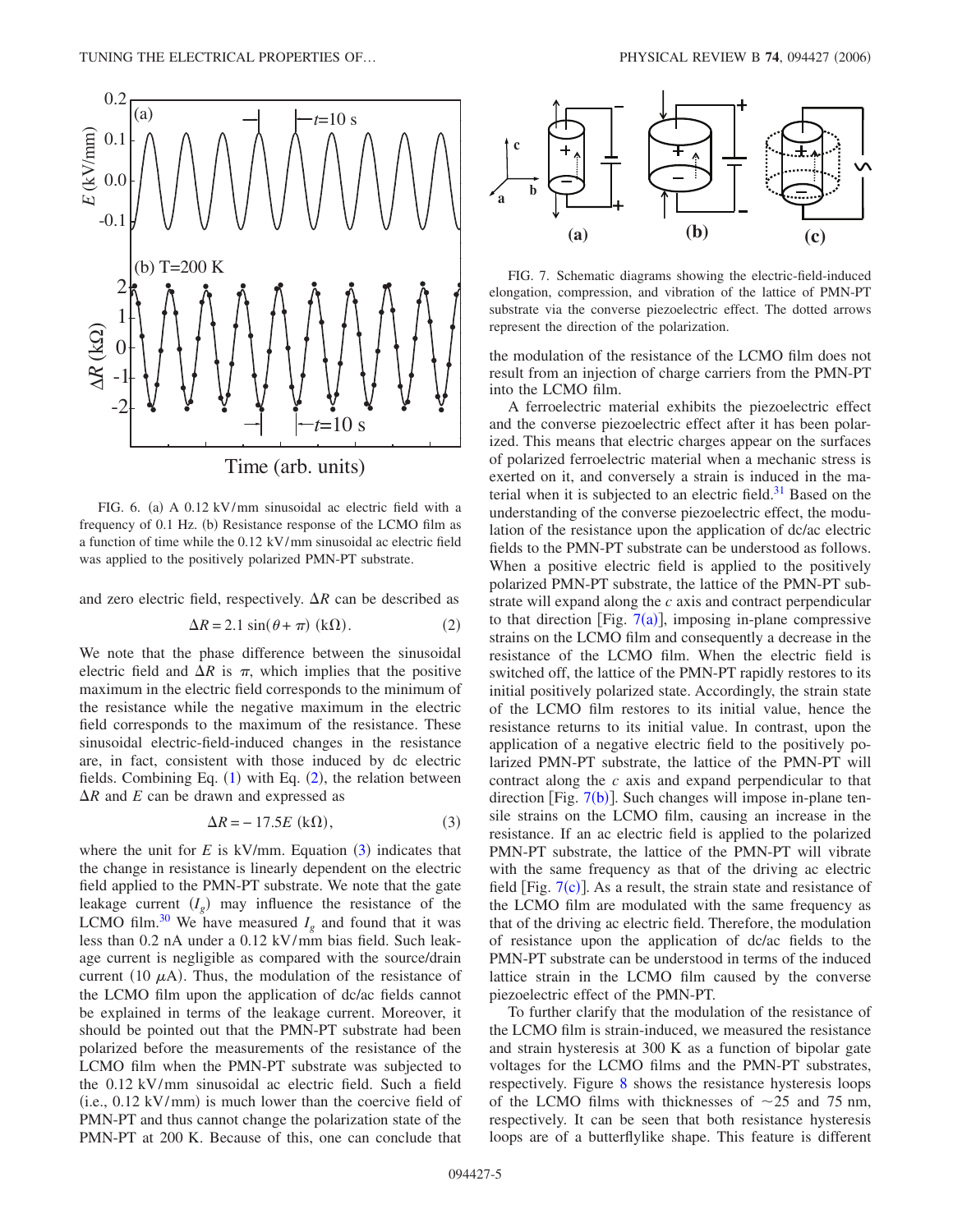(a)

E (kV/mm)

0.2

0.1

0.0

-0.1

t=10 s

(b) T=200 K

ΔR (kΩ)

2

1

0

-1

-2

t=10 s

Time (arb. units)

FIG. 6. (a) A 0.12 kV/mm sinusoidal ac electric field with a frequency of 0.1 Hz. (b) Resistance response of the LCMO film as a function of time while the 0.12 kV/mm sinusoidal ac electric field was applied to the positively polarized PMN-PT substrate.

and zero electric field, respectively. $\Delta R$ can be described as

$$\Delta R = 2.1 \sin(\theta + \pi) \text{ (k}\Omega\text{)}. \quad (2)$$

We note that the phase difference between the sinusoidal electric field and $\Delta R$ is $\pi$, which implies that the positive maximum in the electric field corresponds to the minimum of the resistance while the negative maximum in the electric field corresponds to the maximum of the resistance. These sinusoidal electric-field-induced changes in the resistance are, in fact, consistent with those induced by dc electric fields. Combining Eq. (1) with Eq. (2), the relation between $\Delta R$ and $E$ can be drawn and expressed as

$$\Delta R = -17.5E \text{ (k}\Omega\text{)}, \quad (3)$$

where the unit for $E$ is kV/mm. Equation (3) indicates that the change in resistance is linearly dependent on the electric field applied to the PMN-PT substrate. We note that the gate leakage current ($I_g$) may influence the resistance of the LCMO film.[30] We have measured $I_g$ and found that it was less than 0.2 nA under a 0.12 kV/mm bias field. Such leakage current is negligible as compared with the source/drain current (10 $\mu$A). Thus, the modulation of the resistance of the LCMO film upon the application of dc/ac fields cannot be explained in terms of the leakage current. Moreover, it should be pointed out that the PMN-PT substrate had been polarized before the measurements of the resistance of the LCMO film when the PMN-PT substrate was subjected to the 0.12 kV/mm sinusoidal ac electric field. Such a field (i.e., 0.12 kV/mm) is much lower than the coercive field of PMN-PT and thus cannot change the polarization state of the PMN-PT at 200 K. Because of this, one can conclude that the modulation of the resistance of the LCMO film does not result from an injection of charge carriers from the PMN-PT into the LCMO film.

(a) (b) (c)

c

a

b

FIG. 7. Schematic diagrams showing the electric-field-induced elongation, compression, and vibration of the lattice of PMN-PT substrate via the converse piezoelectric effect. The dotted arrows represent the direction of the polarization.

A ferroelectric material exhibits the piezoelectric effect and the converse piezoelectric effect after it has been polarized. This means that electric charges appear on the surfaces of polarized ferroelectric material when a mechanic stress is exerted on it, and conversely a strain is induced in the material when it is subjected to an electric field.[31] Based on the understanding of the converse piezoelectric effect, the modulation of the resistance upon the application of dc/ac electric fields to the PMN-PT substrate can be understood as follows. When a positive electric field is applied to the positively polarized PMN-PT substrate, the lattice of the PMN-PT substrate will expand along the $c$ axis and contract perpendicular to that direction [Fig. 7(a)], imposing in-plane compressive strains on the LCMO film and consequently a decrease in the resistance of the LCMO film. When the electric field is switched off, the lattice of the PMN-PT rapidly restores to its initial positively polarized state. Accordingly, the strain state of the LCMO film restores to its initial value, hence the resistance returns to its initial value. In contrast, upon the application of a negative electric field to the positively polarized PMN-PT substrate, the lattice of the PMN-PT will contract along the $c$ axis and expand perpendicular to that direction [Fig. 7(b)]. Such changes will impose in-plane tensile strains on the LCMO film, causing an increase in the resistance. If an ac electric field is applied to the polarized PMN-PT substrate, the lattice of the PMN-PT will vibrate with the same frequency as that of the driving ac electric field [Fig. 7(c)]. As a result, the strain state and resistance of the LCMO film are modulated with the same frequency as that of the driving ac electric field. Therefore, the modulation of resistance upon the application of dc/ac fields to the PMN-PT substrate can be understood in terms of the induced lattice strain in the LCMO film caused by the converse piezoelectric effect of the PMN-PT.

To further clarify that the modulation of the resistance of the LCMO film is strain-induced, we measured the resistance and strain hysteresis at 300 K as a function of bipolar gate voltages for the LCMO films and the PMN-PT substrates, respectively. Figure 8 shows the resistance hysteresis loops of the LCMO films with thicknesses of ~25 and 75 nm, respectively. It can be seen that both resistance hysteresis loops are of a butterflylike shape. This feature is different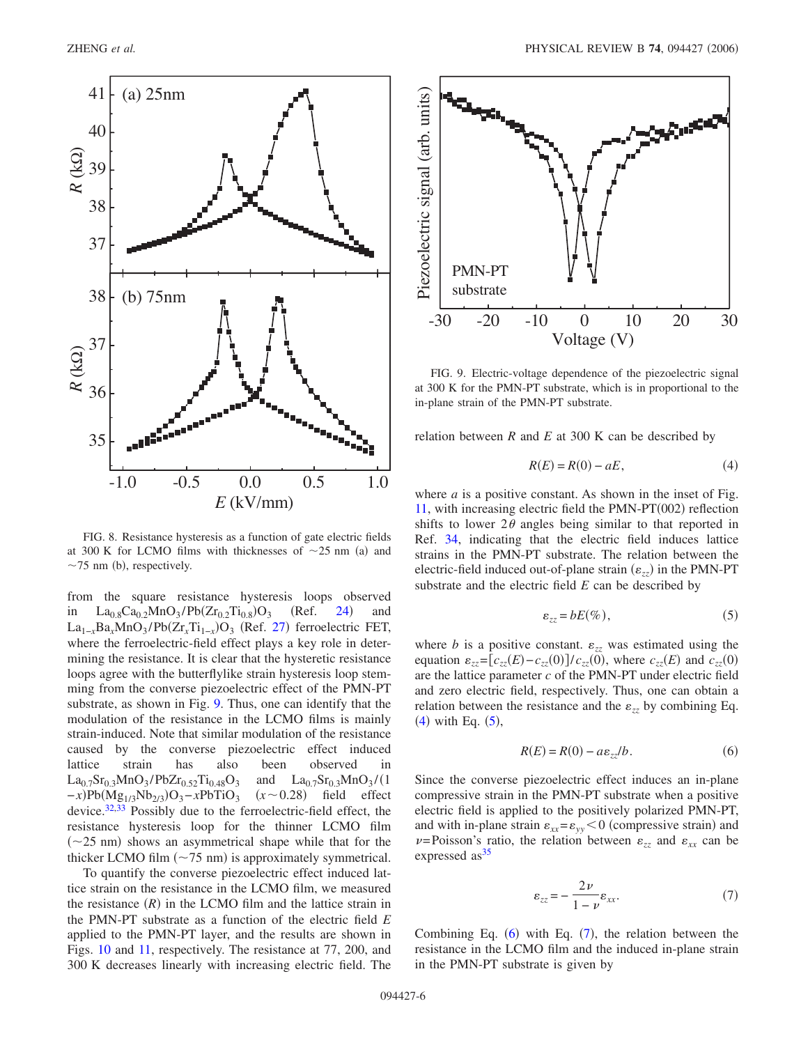FIG. 8. Resistance hysteresis as a function of gate electric fields at 300 K for LCMO films with thicknesses of ~25 nm (a) and ~75 nm (b), respectively.

from the square resistance hysteresis loops observed in $La_{0.8}Ca_{0.2}MnO_3/Pb(Zr_{0.2}Ti_{0.8})O_3$ (Ref. 24) and $La_{1-x}Ba_xMnO_3/Pb(Zr_xTi_{1-x})O_3$ (Ref. 27) ferroelectric FET, where the ferroelectric-field effect plays a key role in determining the resistance. It is clear that the hysteretic resistance loops agree with the butterflylike strain hysteresis loop stemming from the converse piezoelectric effect of the PMN-PT substrate, as shown in Fig. 9. Thus, one can identify that the modulation of the resistance in the LCMO films is mainly strain-induced. Note that similar modulation of the resistance caused by the converse piezoelectric effect induced lattice strain has also been observed in $La_{0.7}Sr_{0.3}MnO_3/PbZr_{0.52}Ti_{0.48}O_3$ and $La_{0.7}Sr_{0.3}MnO_3/(1-x)Pb(Mg_{1/3}Nb_{2/3})O_3-xPbTiO_3$ ($x\sim 0.28$) field effect device.[32,33] Possibly due to the ferroelectric-field effect, the resistance hysteresis loop for the thinner LCMO film (~25 nm) shows an asymmetrical shape while that for the thicker LCMO film (~75 nm) is approximately symmetrical.

To quantify the converse piezoelectric effect induced lattice strain on the resistance in the LCMO film, we measured the resistance ($R$) in the LCMO films and the lattice strain in the PMN-PT substrate as a function of the electric field $E$ applied to the PMN-PT layer, and the results are shown in Figs. 10 and 11, respectively. The resistance at 77, 200, and 300 K decreases linearly with increasing electric field. The

FIG. 9. Electric-voltage dependence of the piezoelectric signal at 300 K for the PMN-PT substrate, which is in proportional to the in-plane strain of the PMN-PT substrate.

relation between $R$ and $E$ at 300 K can be described by

$$R(E) = R(0) - aE, \tag{4}$$

where $a$ is a positive constant. As shown in the inset of Fig. 11, with increasing electric field the PMN-PT(002) reflection shifts to lower $2\theta$ angles being similar to that reported in Ref. 34, indicating that the electric field induces lattice strains in the PMN-PT substrate. The relation between the electric-field induced out-of-plane strain ($\varepsilon_{zz}$) in the PMN-PT substrate and the electric field $E$ can be described by

$$\varepsilon_{zz} = bE(\%), \tag{5}$$

where $b$ is a positive constant. $\varepsilon_{zz}$ was estimated using the equation $\varepsilon_{zz}=[c_{zz}(E)-c_{zz}(0)]/c_{zz}(0)$, where $c_{zz}(E)$ and $c_{zz}(0)$ are the lattice parameter $c$ of the PMN-PT under electric field and zero electric field, respectively. Thus, one can obtain a relation between the resistance and the $\varepsilon_{zz}$ by combining Eq. (4) with Eq. (5),

$$R(E) = R(0) - a\varepsilon_{zz}/b. \tag{6}$$

Since the converse piezoelectric effect induces an in-plane compressive strain in the PMN-PT substrate when a positive electric field is applied to the positively polarized PMN-PT, and with in-plane strain $\varepsilon_{xx}=\varepsilon_{yy}<0$ (compressive strain) and $\nu$=Poisson's ratio, the relation between $\varepsilon_{zz}$ and $\varepsilon_{xx}$ can be expressed as[35]

$$\varepsilon_{zz} = -\frac{2\nu}{1-\nu}\varepsilon_{xx}. \tag{7}$$

Combining Eq. (6) with Eq. (7), the relation between the resistance in the LCMO film and the induced in-plane strain in the PMN-PT substrate is given by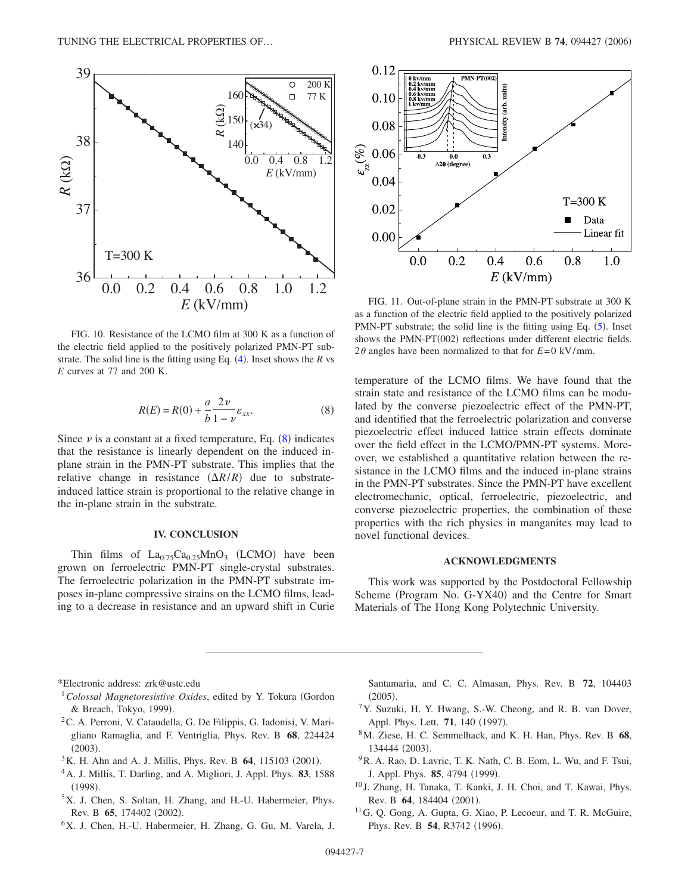FIG. 10. Resistance of the LCMO film at 300 K as a function of the electric field applied to the positively polarized PMN-PT substrate. The solid line is the fitting using Eq. (4). Inset shows the $R$ vs $E$ curves at 77 and 200 K.

$$R(E) = R(0) + \frac{a}{b}\frac{2\nu}{1-\nu}\varepsilon_{xx}. \quad (8)$$

Since $\nu$ is a constant at a fixed temperature, Eq. (8) indicates that the resistance is linearly dependent on the induced in-plane strain in the PMN-PT substrate. This implies that the relative change in resistance $(\Delta R/R)$ due to substrate-induced lattice strain is proportional to the relative change in the in-plane strain in the substrate.

## IV. CONCLUSION

Thin films of $La_{0.75}Ca_{0.25}MnO_3$ (LCMO) have been grown on ferroelectric PMN-PT single-crystal substrates. The ferroelectric polarization in the PMN-PT substrate imposes in-plane compressive strains on the LCMO films, leading to a decrease in resistance and an upward shift in Curie temperature of the LCMO films. We have found that the strain state and resistance of the LCMO films can be modulated by the converse piezoelectric effect of the PMN-PT, and identified that the ferroelectric polarization and converse piezoelectric effect induced lattice strain effects dominate over the field effect in the LCMO/PMN-PT systems. Moreover, we established a quantitative relation between the resistance in the LCMO films and the induced in-plane strains in the PMN-PT substrates. Since the PMN-PT have excellent electromechanic, optical, ferroelectric, piezoelectric, and converse piezoelectric properties, the combination of these properties with the rich physics in manganites may lead to novel functional devices.

FIG. 11. Out-of-plane strain in the PMN-PT substrate at 300 K as a function of the electric field applied to the positively polarized PMN-PT substrate; the solid line is the fitting using Eq. (5). Inset shows the PMN-PT(002) reflections under different electric fields. $2\theta$ angles have been normalized to that for $E=0$ kV/mm.

## ACKNOWLEDGMENTS

This work was supported by the Postdoctoral Fellowship Scheme (Program No. G-YX40) and the Centre for Smart Materials of The Hong Kong Polytechnic University.

---

*Electronic address: zrk@ustc.edu

[1] *Colossal Magnetoresistive Oxides*, edited by Y. Tokura (Gordon & Breach, Tokyo, 1999).

[2] C. A. Perroni, V. Cataudella, G. De Filippis, G. Iadonisi, V. Marigliano Ramaglia, and F. Ventriglia, Phys. Rev. B **68**, 224424 (2003).

[3] K. H. Ahn and A. J. Millis, Phys. Rev. B **64**, 115103 (2001).

[4] A. J. Millis, T. Darling, and A. Migliori, J. Appl. Phys. **83**, 1588 (1998).

[5] X. J. Chen, S. Soltan, H. Zhang, and H.-U. Habermeier, Phys. Rev. B **65**, 174402 (2002).

[6] X. J. Chen, H.-U. Habermeier, H. Zhang, G. Gu, M. Varela, J. Santamaria, and C. C. Almasan, Phys. Rev. B **72**, 104403 (2005).

[7] Y. Suzuki, H. Y. Hwang, S.-W. Cheong, and R. B. van Dover, Appl. Phys. Lett. **71**, 140 (1997).

[8] M. Ziese, H. C. Semmelhack, and K. H. Han, Phys. Rev. B **68**, 134444 (2003).

[9] R. A. Rao, D. Lavric, T. K. Nath, C. B. Eom, L. Wu, and F. Tsui, J. Appl. Phys. **85**, 4794 (1999).

[10] J. Zhang, H. Tanaka, T. Kanki, J. H. Choi, and T. Kawai, Phys. Rev. B **64**, 184404 (2001).

[11] G. Q. Gong, A. Gupta, G. Xiao, P. Lecoeur, and T. R. McGuire, Phys. Rev. B **54**, R3742 (1996).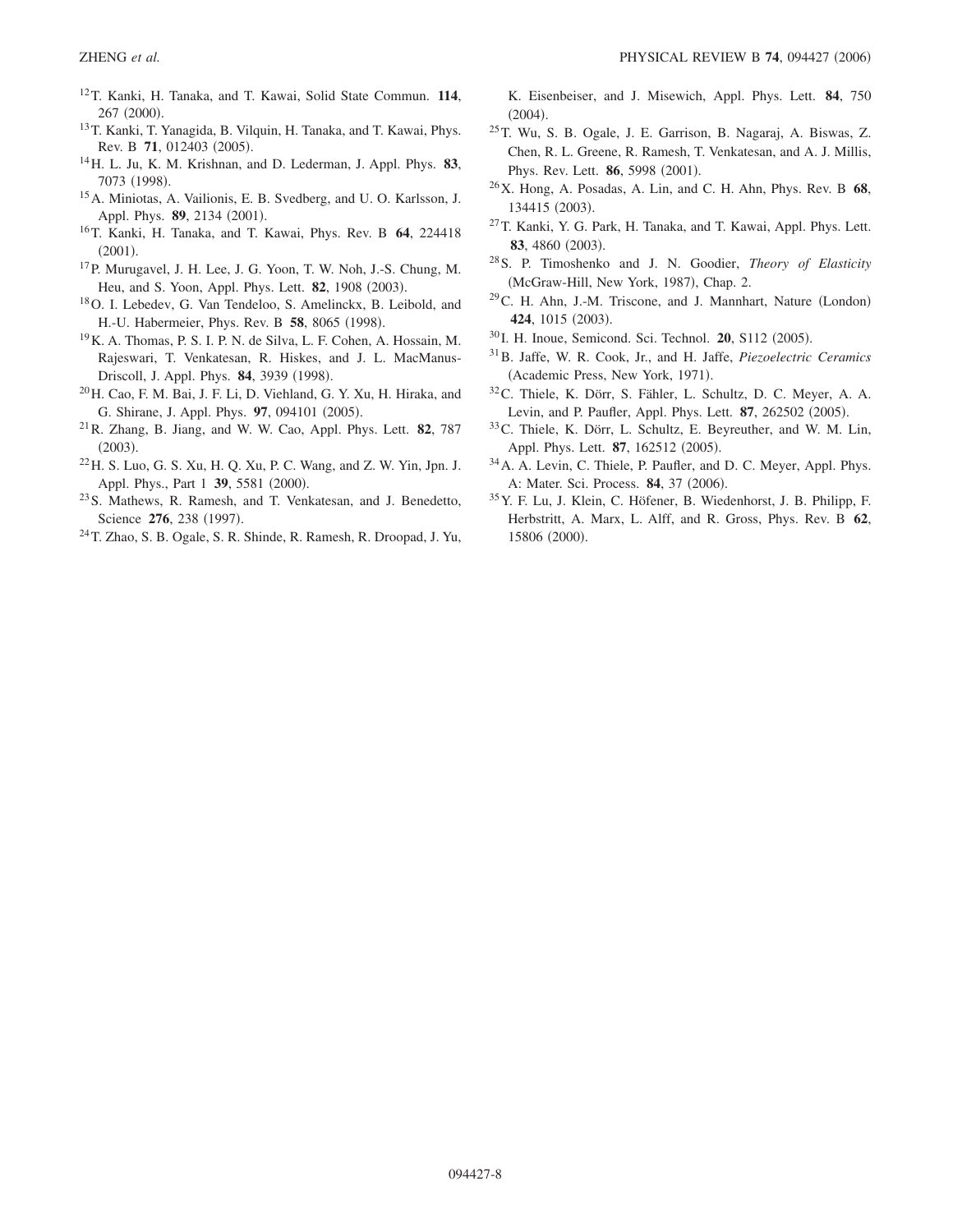[12] T. Kanki, H. Tanaka, and T. Kawai, Solid State Commun. **114**, 267 (2000).

[13] T. Kanki, T. Yanagida, B. Vilquin, H. Tanaka, and T. Kawai, Phys. Rev. B **71**, 012403 (2005).

[14] H. L. Ju, K. M. Krishnan, and D. Lederman, J. Appl. Phys. **83**, 7073 (1998).

[15] A. Miniotas, A. Vailionis, E. B. Svedberg, and U. O. Karlsson, J. Appl. Phys. **89**, 2134 (2001).

[16] T. Kanki, H. Tanaka, and T. Kawai, Phys. Rev. B **64**, 224418 (2001).

[17] P. Murugavel, J. H. Lee, J. G. Yoon, T. W. Noh, J.-S. Chung, M. Heu, and S. Yoon, Appl. Phys. Lett. **82**, 1908 (2003).

[18] O. I. Lebedev, G. Van Tendeloo, S. Amelinckx, B. Leibold, and H.-U. Habermeier, Phys. Rev. B **58**, 8065 (1998).

[19] K. A. Thomas, P. S. I. P. N. de Silva, L. F. Cohen, A. Hossain, M. Rajeswari, T. Venkatesan, R. Hiskes, and J. L. MacManus-Driscoll, J. Appl. Phys. **84**, 3939 (1998).

[20] H. Cao, F. M. Bai, J. F. Li, D. Viehland, G. Y. Xu, H. Hiraka, and G. Shirane, J. Appl. Phys. **97**, 094101 (2005).

[21] R. Zhang, B. Jiang, and W. W. Cao, Appl. Phys. Lett. **82**, 787 (2003).

[22] H. S. Luo, G. S. Xu, H. Q. Xu, P. C. Wang, and Z. W. Yin, Jpn. J. Appl. Phys., Part 1 **39**, 5581 (2000).

[23] S. Mathews, R. Ramesh, and T. Venkatesan, and J. Benedetto, Science **276**, 238 (1997).

[24] T. Zhao, S. B. Ogale, S. R. Shinde, R. Ramesh, R. Droopad, J. Yu, K. Eisenbeiser, and J. Misewich, Appl. Phys. Lett. **84**, 750 (2004).

[25] T. Wu, S. B. Ogale, J. E. Garrison, B. Nagaraj, A. Biswas, Z. Chen, R. L. Greene, R. Ramesh, T. Venkatesan, and A. J. Millis, Phys. Rev. Lett. **86**, 5998 (2001).

[26] X. Hong, A. Posadas, A. Lin, and C. H. Ahn, Phys. Rev. B **68**, 134415 (2003).

[27] T. Kanki, Y. G. Park, H. Tanaka, and T. Kawai, Appl. Phys. Lett. **83**, 4860 (2003).

[28] S. P. Timoshenko and J. N. Goodier, *Theory of Elasticity* (McGraw-Hill, New York, 1987), Chap. 2.

[29] C. H. Ahn, J.-M. Triscone, and J. Mannhart, Nature (London) **424**, 1015 (2003).

[30] I. H. Inoue, Semicond. Sci. Technol. **20**, S112 (2005).

[31] B. Jaffe, W. R. Cook, Jr., and H. Jaffe, *Piezoelectric Ceramics* (Academic Press, New York, 1971).

[32] C. Thiele, K. Dörr, S. Fähler, L. Schultz, D. C. Meyer, A. A. Levin, and P. Paufler, Appl. Phys. Lett. **87**, 262502 (2005).

[33] C. Thiele, K. Dörr, L. Schultz, E. Beyreuther, and W. M. Lin, Appl. Phys. Lett. **87**, 162512 (2005).

[34] A. A. Levin, C. Thiele, P. Paufler, and D. C. Meyer, Appl. Phys. A: Mater. Sci. Process. **84**, 37 (2006).

[35] Y. F. Lu, J. Klein, C. Höfener, B. Wiedenhorst, J. B. Philipp, F. Herbstritt, A. Marx, L. Alff, and R. Gross, Phys. Rev. B **62**, 15806 (2000).